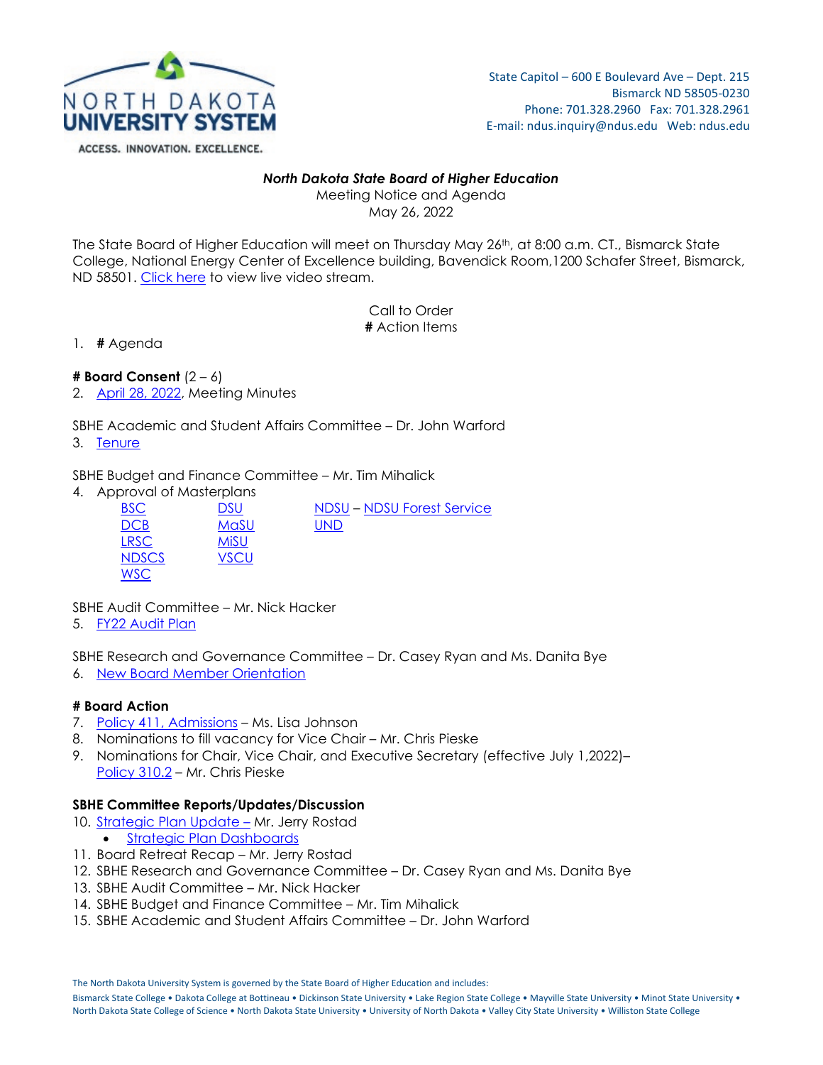NORTH DAKOTA UNIVERSITY SYSTEM

ACCESS. INNOVATION. EXCELLENCE.

State Capitol – 600 E Boulevard Ave – Dept. 215
Bismarck ND 58505-0230
Phone: 701.328.2960 Fax: 701.328.2961
E-mail: ndus.inquiry@ndus.edu Web: ndus.edu

***North Dakota State Board of Higher Education***
Meeting Notice and Agenda
May 26, 2022

The State Board of Higher Education will meet on Thursday May 26th, at 8:00 a.m. CT., Bismarck State College, National Energy Center of Excellence building, Bavendick Room,1200 Schafer Street, Bismarck, ND 58501. Click here to view live video stream.

Call to Order
**#** Action Items

1. **#** Agenda

**# Board Consent** (2 – 6)

2. April 28, 2022, Meeting Minutes

SBHE Academic and Student Affairs Committee – Dr. John Warford

3. Tenure

SBHE Budget and Finance Committee – Mr. Tim Mihalick

4. Approval of Masterplans

| | | |
|---|---|---|
| BSC | DSU | NDSU – NDSU Forest Service |
| DCB | MaSU | UND |
| LRSC | MiSU | |
| NDSCS | VSCU | |
| WSC | | |

SBHE Audit Committee – Mr. Nick Hacker

5. FY22 Audit Plan

SBHE Research and Governance Committee – Dr. Casey Ryan and Ms. Danita Bye

6. New Board Member Orientation

**# Board Action**

7. Policy 411, Admissions – Ms. Lisa Johnson
8. Nominations to fill vacancy for Vice Chair – Mr. Chris Pieske
9. Nominations for Chair, Vice Chair, and Executive Secretary (effective July 1,2022)– Policy 310.2 – Mr. Chris Pieske

**SBHE Committee Reports/Updates/Discussion**

10. Strategic Plan Update – Mr. Jerry Rostad
    - Strategic Plan Dashboards
11. Board Retreat Recap – Mr. Jerry Rostad
12. SBHE Research and Governance Committee – Dr. Casey Ryan and Ms. Danita Bye
13. SBHE Audit Committee – Mr. Nick Hacker
14. SBHE Budget and Finance Committee – Mr. Tim Mihalick
15. SBHE Academic and Student Affairs Committee – Dr. John Warford

The North Dakota University System is governed by the State Board of Higher Education and includes:
Bismarck State College • Dakota College at Bottineau • Dickinson State University • Lake Region State College • Mayville State University • Minot State University • North Dakota State College of Science • North Dakota State University • University of North Dakota • Valley City State University • Williston State College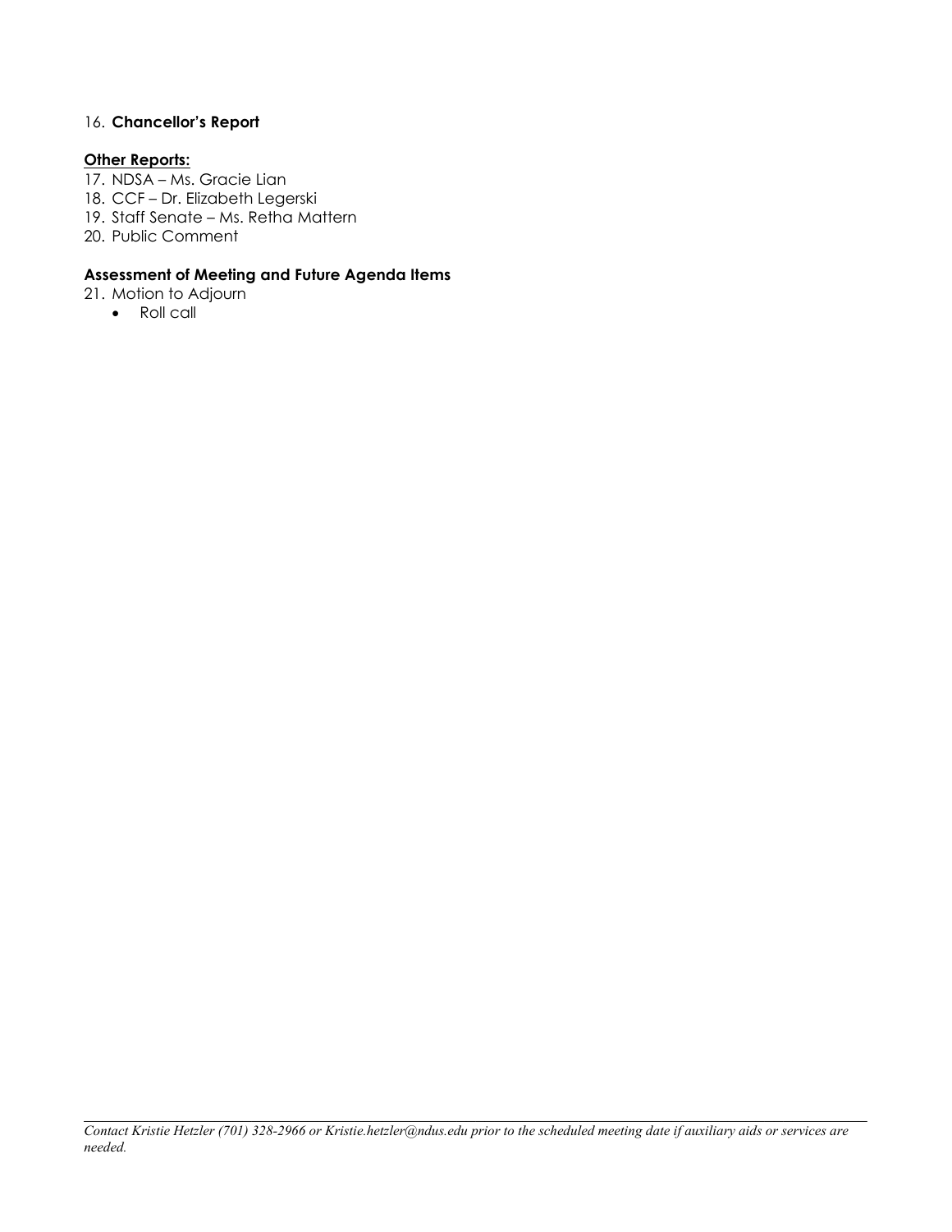16. **Chancellor's Report**

**Other Reports:**

17. NDSA – Ms. Gracie Lian
18. CCF – Dr. Elizabeth Legerski
19. Staff Senate – Ms. Retha Mattern
20. Public Comment

**Assessment of Meeting and Future Agenda Items**

21. Motion to Adjourn
    - Roll call

*Contact Kristie Hetzler (701) 328-2966 or Kristie.hetzler@ndus.edu prior to the scheduled meeting date if auxiliary aids or services are needed.*